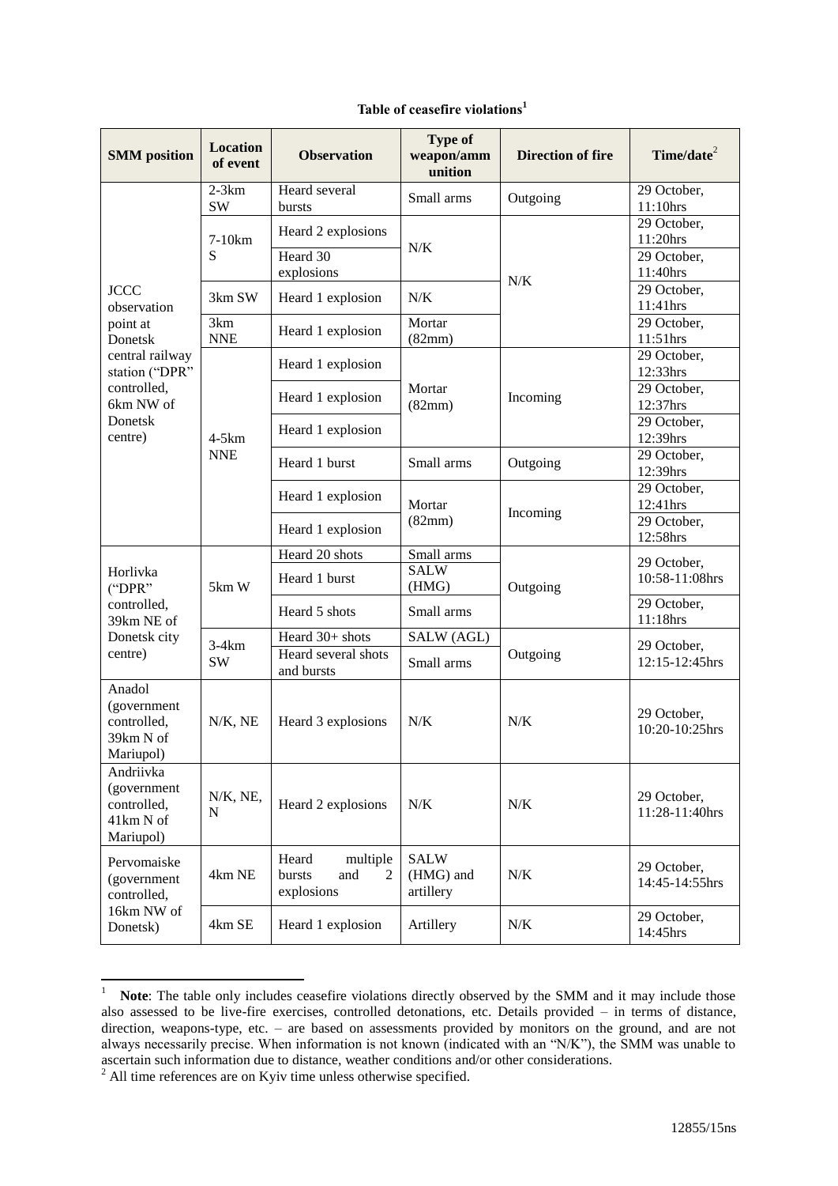**Table of ceasefire violations**[1]

| SMM position | Location of event | Observation | Type of weapon/ammunition | Direction of fire | Time/date[2] |
|---|---|---|---|---|---|
| JCCC observation point at Donetsk central railway station ("DPR" controlled, 6km NW of Donetsk centre) | 2-3km SW | Heard several bursts | Small arms | Outgoing | 29 October, 11:10hrs |
| | 7-10km S | Heard 2 explosions | N/K | N/K | 29 October, 11:20hrs |
| | | Heard 30 explosions | | | 29 October, 11:40hrs |
| | 3km SW | Heard 1 explosion | N/K | | 29 October, 11:41hrs |
| | 3km NNE | Heard 1 explosion | Mortar (82mm) | | 29 October, 11:51hrs |
| | 4-5km NNE | Heard 1 explosion | Mortar (82mm) | Incoming | 29 October, 12:33hrs |
| | | Heard 1 explosion | | | 29 October, 12:37hrs |
| | | Heard 1 explosion | | | 29 October, 12:39hrs |
| | | Heard 1 burst | Small arms | Outgoing | 29 October, 12:39hrs |
| | | Heard 1 explosion | Mortar (82mm) | Incoming | 29 October, 12:41hrs |
| | | Heard 1 explosion | | | 29 October, 12:58hrs |
| Horlivka ("DPR" controlled, 39km NE of Donetsk city centre) | 5km W | Heard 20 shots | Small arms | Outgoing | 29 October, 10:58-11:08hrs |
| | | Heard 1 burst | SALW (HMG) | | |
| | | Heard 5 shots | Small arms | | 29 October, 11:18hrs |
| | 3-4km SW | Heard 30+ shots | SALW (AGL) | Outgoing | 29 October, 12:15-12:45hrs |
| | | Heard several shots and bursts | Small arms | | |
| Anadol (government controlled, 39km N of Mariupol) | N/K, NE | Heard 3 explosions | N/K | N/K | 29 October, 10:20-10:25hrs |
| Andriivka (government controlled, 41km N of Mariupol) | N/K, NE, N | Heard 2 explosions | N/K | N/K | 29 October, 11:28-11:40hrs |
| Pervomaiske (government controlled, 16km NW of Donetsk) | 4km NE | Heard multiple bursts and 2 explosions | SALW (HMG) and artillery | N/K | 29 October, 14:45-14:55hrs |
| | 4km SE | Heard 1 explosion | Artillery | N/K | 29 October, 14:45hrs |

[1] **Note**: The table only includes ceasefire violations directly observed by the SMM and it may include those also assessed to be live-fire exercises, controlled detonations, etc. Details provided – in terms of distance, direction, weapons-type, etc. – are based on assessments provided by monitors on the ground, and are not always necessarily precise. When information is not known (indicated with an "N/K"), the SMM was unable to ascertain such information due to distance, weather conditions and/or other considerations.

[2] All time references are on Kyiv time unless otherwise specified.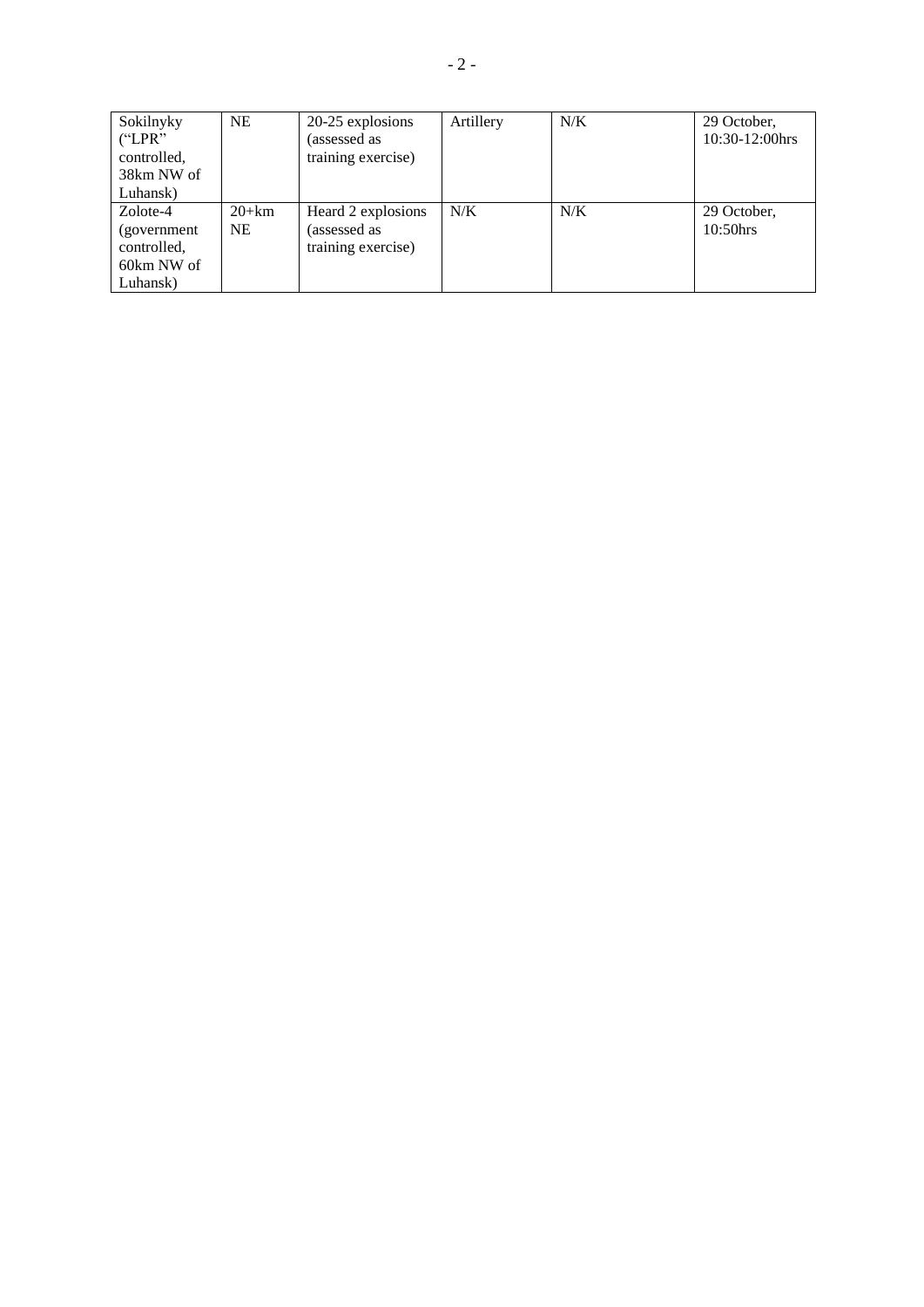| | | | | | |
|---|---|---|---|---|---|
| Sokilnyky ("LPR" controlled, 38km NW of Luhansk) | NE | 20-25 explosions (assessed as training exercise) | Artillery | N/K | 29 October, 10:30-12:00hrs |
| Zolote-4 (government controlled, 60km NW of Luhansk) | 20+km NE | Heard 2 explosions (assessed as training exercise) | N/K | N/K | 29 October, 10:50hrs |